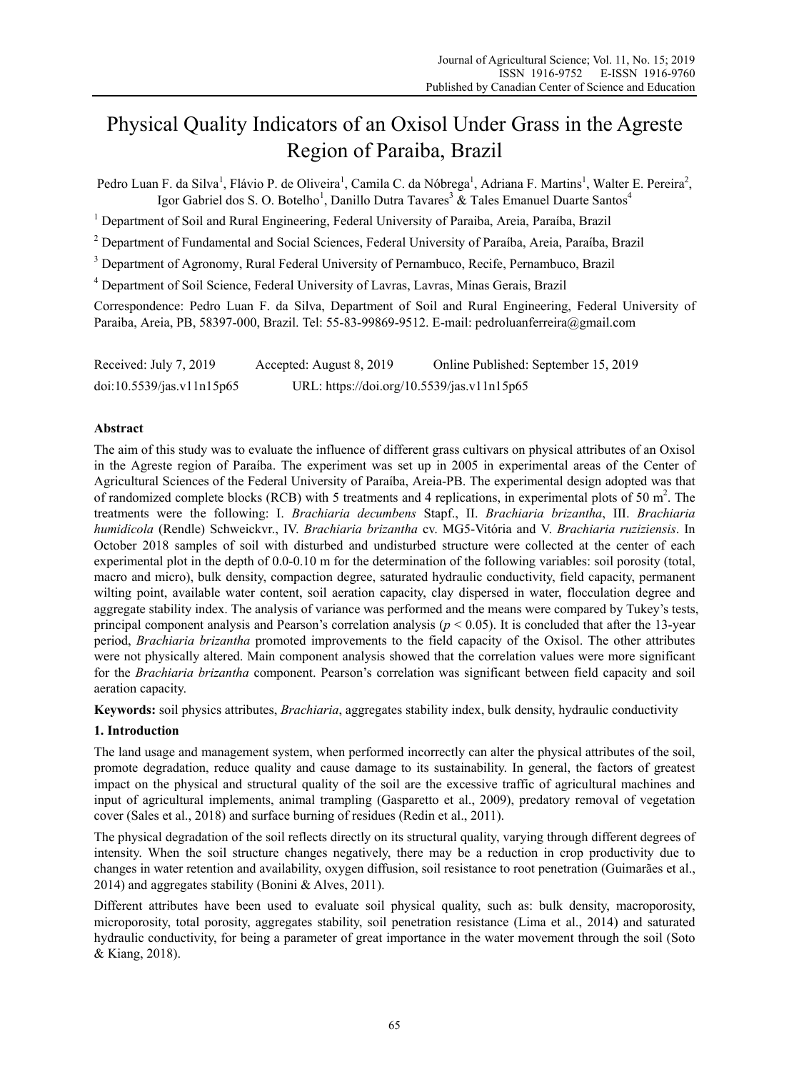# Physical Quality Indicators of an Oxisol Under Grass in the Agreste Region of Paraiba, Brazil

Pedro Luan F. da Silva[1], Flávio P. de Oliveira[1], Camila C. da Nóbrega[1], Adriana F. Martins[1], Walter E. Pereira[2], Igor Gabriel dos S. O. Botelho[1], Danillo Dutra Tavares[3] & Tales Emanuel Duarte Santos[4]

[1] Department of Soil and Rural Engineering, Federal University of Paraiba, Areia, Paraíba, Brazil

[2] Department of Fundamental and Social Sciences, Federal University of Paraíba, Areia, Paraíba, Brazil

[3] Department of Agronomy, Rural Federal University of Pernambuco, Recife, Pernambuco, Brazil

[4] Department of Soil Science, Federal University of Lavras, Lavras, Minas Gerais, Brazil

Correspondence: Pedro Luan F. da Silva, Department of Soil and Rural Engineering, Federal University of Paraiba, Areia, PB, 58397-000, Brazil. Tel: 55-83-99869-9512. E-mail: pedroluanferreira@gmail.com

Received: July 7, 2019 Accepted: August 8, 2019 Online Published: September 15, 2019

doi:10.5539/jas.v11n15p65 URL: https://doi.org/10.5539/jas.v11n15p65

## Abstract

The aim of this study was to evaluate the influence of different grass cultivars on physical attributes of an Oxisol in the Agreste region of Paraíba. The experiment was set up in 2005 in experimental areas of the Center of Agricultural Sciences of the Federal University of Paraíba, Areia-PB. The experimental design adopted was that of randomized complete blocks (RCB) with 5 treatments and 4 replications, in experimental plots of 50 $m^2$. The treatments were the following: I. *Brachiaria decumbens* Stapf., II. *Brachiaria brizantha*, III. *Brachiaria humidicola* (Rendle) Schweickvr., IV. *Brachiaria brizantha* cv. MG5-Vitória and V. *Brachiaria ruziziensis*. In October 2018 samples of soil with disturbed and undisturbed structure were collected at the center of each experimental plot in the depth of 0.0-0.10 m for the determination of the following variables: soil porosity (total, macro and micro), bulk density, compaction degree, saturated hydraulic conductivity, field capacity, permanent wilting point, available water content, soil aeration capacity, clay dispersed in water, flocculation degree and aggregate stability index. The analysis of variance was performed and the means were compared by Tukey's tests, principal component analysis and Pearson's correlation analysis ($p < 0.05$). It is concluded that after the 13-year period, *Brachiaria brizantha* promoted improvements to the field capacity of the Oxisol. The other attributes were not physically altered. Main component analysis showed that the correlation values were more significant for the *Brachiaria brizantha* component. Pearson's correlation was significant between field capacity and soil aeration capacity.

**Keywords:** soil physics attributes, *Brachiaria*, aggregates stability index, bulk density, hydraulic conductivity

## 1. Introduction

The land usage and management system, when performed incorrectly can alter the physical attributes of the soil, promote degradation, reduce quality and cause damage to its sustainability. In general, the factors of greatest impact on the physical and structural quality of the soil are the excessive traffic of agricultural machines and input of agricultural implements, animal trampling (Gasparetto et al., 2009), predatory removal of vegetation cover (Sales et al., 2018) and surface burning of residues (Redin et al., 2011).

The physical degradation of the soil reflects directly on its structural quality, varying through different degrees of intensity. When the soil structure changes negatively, there may be a reduction in crop productivity due to changes in water retention and availability, oxygen diffusion, soil resistance to root penetration (Guimarães et al., 2014) and aggregates stability (Bonini & Alves, 2011).

Different attributes have been used to evaluate soil physical quality, such as: bulk density, macroporosity, microporosity, total porosity, aggregates stability, soil penetration resistance (Lima et al., 2014) and saturated hydraulic conductivity, for being a parameter of great importance in the water movement through the soil (Soto & Kiang, 2018).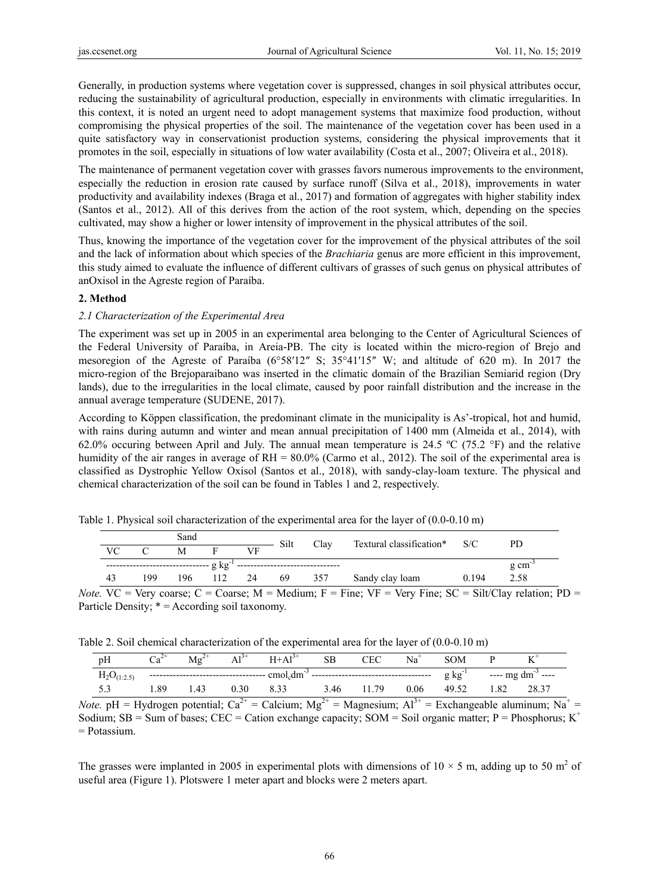Generally, in production systems where vegetation cover is suppressed, changes in soil physical attributes occur, reducing the sustainability of agricultural production, especially in environments with climatic irregularities. In this context, it is noted an urgent need to adopt management systems that maximize food production, without compromising the physical properties of the soil. The maintenance of the vegetation cover has been used in a quite satisfactory way in conservationist production systems, considering the physical improvements that it promotes in the soil, especially in situations of low water availability (Costa et al., 2007; Oliveira et al., 2018).

The maintenance of permanent vegetation cover with grasses favors numerous improvements to the environment, especially the reduction in erosion rate caused by surface runoff (Silva et al., 2018), improvements in water productivity and availability indexes (Braga et al., 2017) and formation of aggregates with higher stability index (Santos et al., 2012). All of this derives from the action of the root system, which, depending on the species cultivated, may show a higher or lower intensity of improvement in the physical attributes of the soil.

Thus, knowing the importance of the vegetation cover for the improvement of the physical attributes of the soil and the lack of information about which species of the *Brachiaria* genus are more efficient in this improvement, this study aimed to evaluate the influence of different cultivars of grasses of such genus on physical attributes of anOxisol in the Agreste region of Paraíba.

## 2. Method

### *2.1 Characterization of the Experimental Area*

The experiment was set up in 2005 in an experimental area belonging to the Center of Agricultural Sciences of the Federal University of Paraíba, in Areia-PB. The city is located within the micro-region of Brejo and mesoregion of the Agreste of Paraíba (6°58′12″ S; 35°41′15″ W; and altitude of 620 m). In 2017 the micro-region of the Brejoparaibano was inserted in the climatic domain of the Brazilian Semiarid region (Dry lands), due to the irregularities in the local climate, caused by poor rainfall distribution and the increase in the annual average temperature (SUDENE, 2017).

According to Köppen classification, the predominant climate in the municipality is As'-tropical, hot and humid, with rains during autumn and winter and mean annual precipitation of 1400 mm (Almeida et al., 2014), with 62.0% occuring between April and July. The annual mean temperature is 24.5 ºC (75.2 °F) and the relative humidity of the air ranges in average of RH = 80.0% (Carmo et al., 2012). The soil of the experimental area is classified as Dystrophic Yellow Oxisol (Santos et al., 2018), with sandy-clay-loam texture. The physical and chemical characterization of the soil can be found in Tables 1 and 2, respectively.

Table 1. Physical soil characterization of the experimental area for the layer of (0.0-0.10 m)

| Sand | | | | Silt | Clay | Textural classification* | S/C | PD |
|---|---|---|---|---|---|---|---|---|
| VC | C | M | F | VF | | | | |
| $g\ kg^{-1}$ | | | | | | | | $g\ cm^{-3}$ |
| 43 | 199 | 196 | 112 | 24 | 69 | 357 | Sandy clay loam | 0.194 | 2.58 |

*Note.* VC = Very coarse; C = Coarse; M = Medium; F = Fine; VF = Very Fine; SC = Silt/Clay relation; PD = Particle Density; * = According soil taxonomy.

Table 2. Soil chemical characterization of the experimental area for the layer of (0.0-0.10 m)

| pH | $Ca^{2+}$ | $Mg^{2+}$ | $Al^{3+}$ | $H+Al^{3+}$ | SB | CEC | $Na^+$ | SOM | P | $K^+$ |
|---|---|---|---|---|---|---|---|---|---|---|
| $H_2O_{(1:2.5)}$ | $cmol_c dm^{-3}$ | | | | | | | $g\ kg^{-1}$ | $mg\ dm^{-3}$ | |
| 5.3 | 1.89 | 1.43 | 0.30 | 8.33 | 3.46 | 11.79 | 0.06 | 49.52 | 1.82 | 28.37 |

*Note.* pH = Hydrogen potential; $Ca^{2+}$ = Calcium; $Mg^{2+}$ = Magnesium; $Al^{3+}$ = Exchangeable aluminum; $Na^+$ = Sodium; SB = Sum of bases; CEC = Cation exchange capacity; SOM = Soil organic matter; P = Phosphorus; $K^+$ = Potassium.

The grasses were implanted in 2005 in experimental plots with dimensions of 10 × 5 m, adding up to 50 $m^2$ of useful area (Figure 1). Plotswere 1 meter apart and blocks were 2 meters apart.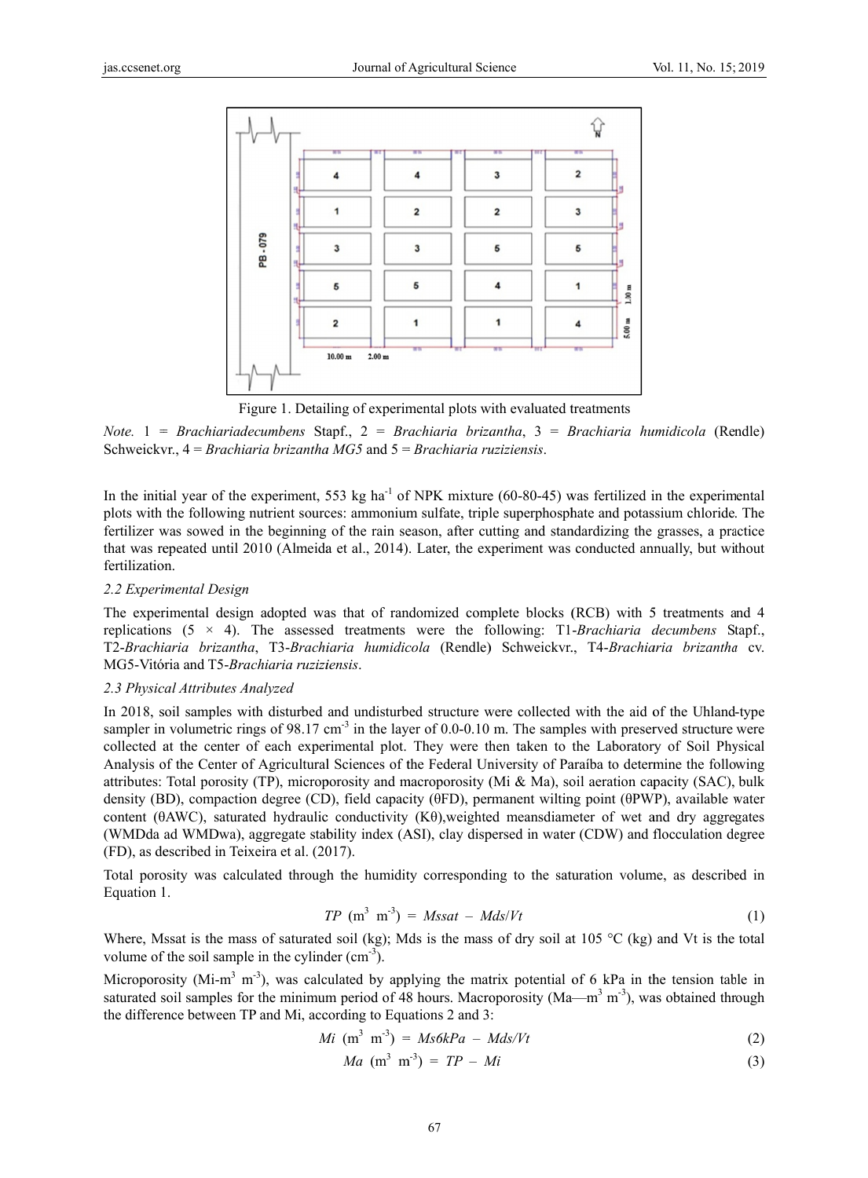Figure 1. Detailing of experimental plots with evaluated treatments

*Note.* 1 = *Brachiariadecumbens* Stapf., 2 = *Brachiaria brizantha*, 3 = *Brachiaria humidicola* (Rendle) Schweickvr., 4 = *Brachiaria brizantha MG5* and 5 = *Brachiaria ruziziensis*.

In the initial year of the experiment, 553 kg $ha^{-1}$ of NPK mixture (60-80-45) was fertilized in the experimental plots with the following nutrient sources: ammonium sulfate, triple superphosphate and potassium chloride. The fertilizer was sowed in the beginning of the rain season, after cutting and standardizing the grasses, a practice that was repeated until 2010 (Almeida et al., 2014). Later, the experiment was conducted annually, but without fertilization.

### 2.2 Experimental Design

The experimental design adopted was that of randomized complete blocks (RCB) with 5 treatments and 4 replications (5 × 4). The assessed treatments were the following: T1-*Brachiaria decumbens* Stapf., T2-*Brachiaria brizantha*, T3-*Brachiaria humidicola* (Rendle) Schweickvr., T4-*Brachiaria brizantha* cv. MG5-Vitória and T5-*Brachiaria ruziziensis*.

### 2.3 Physical Attributes Analyzed

In 2018, soil samples with disturbed and undisturbed structure were collected with the aid of the Uhland-type sampler in volumetric rings of 98.17 $cm^{-3}$ in the layer of 0.0-0.10 m. The samples with preserved structure were collected at the center of each experimental plot. They were then taken to the Laboratory of Soil Physical Analysis of the Center of Agricultural Sciences of the Federal University of Paraíba to determine the following attributes: Total porosity (TP), microporosity and macroporosity (Mi & Ma), soil aeration capacity (SAC), bulk density (BD), compaction degree (CD), field capacity (θFD), permanent wilting point (θPWP), available water content (θAWC), saturated hydraulic conductivity (Kθ),weighted meansdiameter of wet and dry aggregates (WMDda ad WMDwa), aggregate stability index (ASI), clay dispersed in water (CDW) and flocculation degree (FD), as described in Teixeira et al. (2017).

Total porosity was calculated through the humidity corresponding to the saturation volume, as described in Equation 1.

$$TP\ (m^3\ m^{-3}) = Mssat - Mds/Vt \tag{1}$$

Where, Mssat is the mass of saturated soil (kg); Mds is the mass of dry soil at 105 °C (kg) and Vt is the total volume of the soil sample in the cylinder ($cm^{-3}$).

Microporosity (Mi-$m^3$ $m^{-3}$), was calculated by applying the matrix potential of 6 kPa in the tension table in saturated soil samples for the minimum period of 48 hours. Macroporosity (Ma—$m^3$ $m^{-3}$), was obtained through the difference between TP and Mi, according to Equations 2 and 3:

$$Mi\ (m^3\ m^{-3}) = Ms6kPa - Mds/Vt \tag{2}$$

$$Ma\ (m^3\ m^{-3}) = TP - Mi \tag{3}$$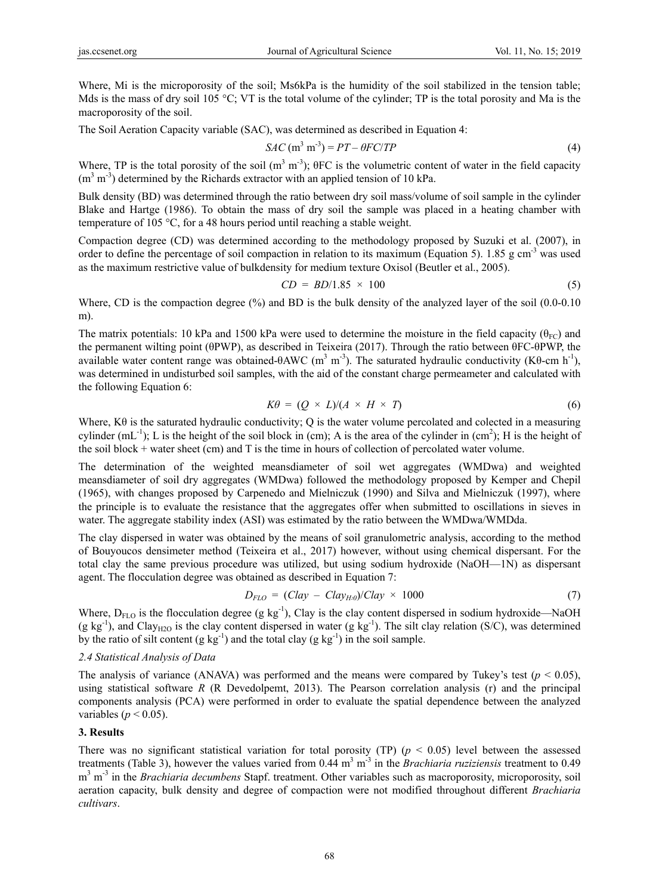Where, Mi is the microporosity of the soil; Ms6kPa is the humidity of the soil stabilized in the tension table; Mds is the mass of dry soil 105 °C; VT is the total volume of the cylinder; TP is the total porosity and Ma is the macroporosity of the soil.

The Soil Aeration Capacity variable (SAC), was determined as described in Equation 4:

$$SAC\ (m^3\ m^{-3}) = PT - \theta FC/TP \tag{4}$$

Where, TP is the total porosity of the soil ($m^3\ m^{-3}$); θFC is the volumetric content of water in the field capacity ($m^3\ m^{-3}$) determined by the Richards extractor with an applied tension of 10 kPa.

Bulk density (BD) was determined through the ratio between dry soil mass/volume of soil sample in the cylinder Blake and Hartge (1986). To obtain the mass of dry soil the sample was placed in a heating chamber with temperature of 105 °C, for a 48 hours period until reaching a stable weight.

Compaction degree (CD) was determined according to the methodology proposed by Suzuki et al. (2007), in order to define the percentage of soil compaction in relation to its maximum (Equation 5). 1.85 g $cm^{-3}$ was used as the maximum restrictive value of bulkdensity for medium texture Oxisol (Beutler et al., 2005).

$$CD = BD/1.85 \times 100 \tag{5}$$

Where, CD is the compaction degree (%) and BD is the bulk density of the analyzed layer of the soil (0.0-0.10 m).

The matrix potentials: 10 kPa and 1500 kPa were used to determine the moisture in the field capacity ($\theta_{FC}$) and the permanent wilting point (θPWP), as described in Teixeira (2017). Through the ratio between θFC-θPWP, the available water content range was obtained-θAWC ($m^3\ m^{-3}$). The saturated hydraulic conductivity (Kθ-cm $h^{-1}$), was determined in undisturbed soil samples, with the aid of the constant charge permeameter and calculated with the following Equation 6:

$$K\theta = (Q \times L)/(A \times H \times T) \tag{6}$$

Where, Kθ is the saturated hydraulic conductivity; Q is the water volume percolated and colected in a measuring cylinder ($mL^{-1}$); L is the height of the soil block in (cm); A is the area of the cylinder in ($cm^2$); H is the height of the soil block + water sheet (cm) and T is the time in hours of collection of percolated water volume.

The determination of the weighted meansdiameter of soil wet aggregates (WMDwa) and weighted meansdiameter of soil dry aggregates (WMDwa) followed the methodology proposed by Kemper and Chepil (1965), with changes proposed by Carpenedo and Mielniczuk (1990) and Silva and Mielniczuk (1997), where the principle is to evaluate the resistance that the aggregates offer when submitted to oscillations in sieves in water. The aggregate stability index (ASI) was estimated by the ratio between the WMDwa/WMDda.

The clay dispersed in water was obtained by the means of soil granulometric analysis, according to the method of Bouyoucos densimeter method (Teixeira et al., 2017) however, without using chemical dispersant. For the total clay the same previous procedure was utilized, but using sodium hydroxide (NaOH—1N) as dispersant agent. The flocculation degree was obtained as described in Equation 7:

$$D_{FLO} = (Clay - Clay_{H_20})/Clay \times 1000 \tag{7}$$

Where, $D_{FLO}$ is the flocculation degree (g $kg^{-1}$), Clay is the clay content dispersed in sodium hydroxide—NaOH (g $kg^{-1}$), and $Clay_{H2O}$ is the clay content dispersed in water (g $kg^{-1}$). The silt clay relation (S/C), was determined by the ratio of silt content (g $kg^{-1}$) and the total clay (g $kg^{-1}$) in the soil sample.

### 2.4 Statistical Analysis of Data

The analysis of variance (ANAVA) was performed and the means were compared by Tukey's test ($p < 0.05$), using statistical software *R* (R Devedolpemt, 2013). The Pearson correlation analysis (r) and the principal components analysis (PCA) were performed in order to evaluate the spatial dependence between the analyzed variables ($p < 0.05$).

## 3. Results

There was no significant statistical variation for total porosity (TP) ($p < 0.05$) level between the assessed treatments (Table 3), however the values varied from 0.44 $m^3\ m^{-3}$ in the *Brachiaria ruziziensis* treatment to 0.49 $m^3\ m^{-3}$ in the *Brachiaria decumbens* Stapf. treatment. Other variables such as macroporosity, microporosity, soil aeration capacity, bulk density and degree of compaction were not modified throughout different *Brachiaria cultivars*.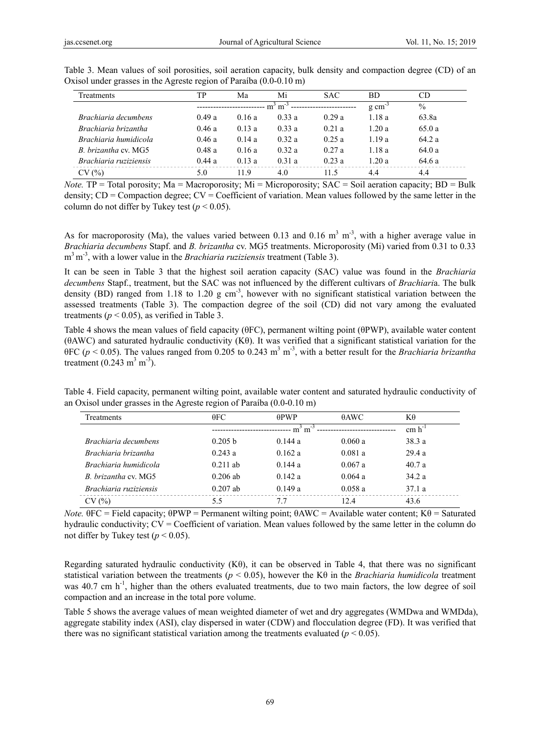Table 3. Mean values of soil porosities, soil aeration capacity, bulk density and compaction degree (CD) of an Oxisol under grasses in the Agreste region of Paraíba (0.0-0.10 m)

| Treatments | TP | Ma | Mi | SAC | BD | CD |
|---|---|---|---|---|---|---|
| | $m^3\ m^{-3}$ | | | | $g\ cm^{-3}$ | % |
| *Brachiaria decumbens* | 0.49 a | 0.16 a | 0.33 a | 0.29 a | 1.18 a | 63.8a |
| *Brachiaria brizantha* | 0.46 a | 0.13 a | 0.33 a | 0.21 a | 1.20 a | 65.0 a |
| *Brachiaria humidicola* | 0.46 a | 0.14 a | 0.32 a | 0.25 a | 1.19 a | 64.2 a |
| *B. brizantha* cv. MG5 | 0.48 a | 0.16 a | 0.32 a | 0.27 a | 1.18 a | 64.0 a |
| *Brachiaria ruziziensis* | 0.44 a | 0.13 a | 0.31 a | 0.23 a | 1.20 a | 64.6 a |
| CV (%) | 5.0 | 11.9 | 4.0 | 11.5 | 4.4 | 4.4 |

*Note.* TP = Total porosity; Ma = Macroporosity; Mi = Microporosity; SAC = Soil aeration capacity; BD = Bulk density; CD = Compaction degree; CV = Coefficient of variation. Mean values followed by the same letter in the column do not differ by Tukey test ($p < 0.05$).

As for macroporosity (Ma), the values varied between 0.13 and 0.16 $m^3\ m^{-3}$, with a higher average value in *Brachiaria decumbens* Stapf. and *B. brizantha* cv. MG5 treatments. Microporosity (Mi) varied from 0.31 to 0.33 $m^3\ m^{-3}$, with a lower value in the *Brachiaria ruziziensis* treatment (Table 3).

It can be seen in Table 3 that the highest soil aeration capacity (SAC) value was found in the *Brachiaria decumbens* Stapf., treatment, but the SAC was not influenced by the different cultivars of *Brachiari*a. The bulk density (BD) ranged from 1.18 to 1.20 g $cm^{-3}$, however with no significant statistical variation between the assessed treatments (Table 3). The compaction degree of the soil (CD) did not vary among the evaluated treatments ($p < 0.05$), as verified in Table 3.

Table 4 shows the mean values of field capacity ($\theta FC$), permanent wilting point ($\theta PWP$), available water content ($\theta AWC$) and saturated hydraulic conductivity ($K\theta$). It was verified that a significant statistical variation for the $\theta FC$ ($p < 0.05$). The values ranged from 0.205 to 0.243 $m^3\ m^{-3}$, with a better result for the *Brachiaria brizantha* treatment (0.243 $m^3\ m^{-3}$).

Table 4. Field capacity, permanent wilting point, available water content and saturated hydraulic conductivity of an Oxisol under grasses in the Agreste region of Paraíba (0.0-0.10 m)

| Treatments | $\theta FC$ | $\theta PWP$ | $\theta AWC$ | $K\theta$ |
|---|---|---|---|---|
| | $m^3\ m^{-3}$ | | | $cm\ h^{-1}$ |
| *Brachiaria decumbens* | 0.205 b | 0.144 a | 0.060 a | 38.3 a |
| *Brachiaria brizantha* | 0.243 a | 0.162 a | 0.081 a | 29.4 a |
| *Brachiaria humidicola* | 0.211 ab | 0.144 a | 0.067 a | 40.7 a |
| *B. brizantha* cv. MG5 | 0.206 ab | 0.142 a | 0.064 a | 34.2 a |
| *Brachiaria ruziziensis* | 0.207 ab | 0.149 a | 0.058 a | 37.1 a |
| CV (%) | 5.5 | 7.7 | 12.4 | 43.6 |

*Note.* $\theta FC$ = Field capacity; $\theta PWP$ = Permanent wilting point; $\theta AWC$ = Available water content; $K\theta$ = Saturated hydraulic conductivity; CV = Coefficient of variation. Mean values followed by the same letter in the column do not differ by Tukey test ($p < 0.05$).

Regarding saturated hydraulic conductivity ($K\theta$), it can be observed in Table 4, that there was no significant statistical variation between the treatments ($p < 0.05$), however the $K\theta$ in the *Brachiaria humidicola* treatment was 40.7 cm $h^{-1}$, higher than the others evaluated treatments, due to two main factors, the low degree of soil compaction and an increase in the total pore volume.

Table 5 shows the average values of mean weighted diameter of wet and dry aggregates (WMDwa and WMDda), aggregate stability index (ASI), clay dispersed in water (CDW) and flocculation degree (FD). It was verified that there was no significant statistical variation among the treatments evaluated ($p < 0.05$).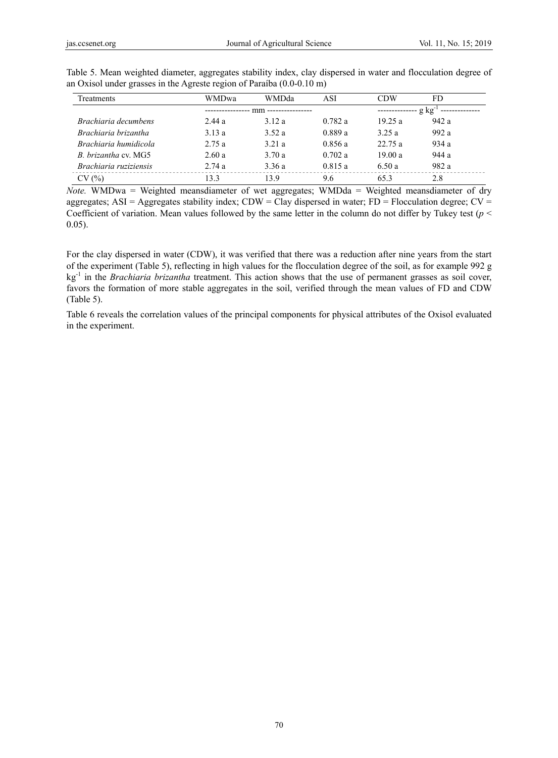Table 5. Mean weighted diameter, aggregates stability index, clay dispersed in water and flocculation degree of an Oxisol under grasses in the Agreste region of Paraíba (0.0-0.10 m)

| Treatments | WMDwa | WMDda | ASI | CDW | FD |
|---|---|---|---|---|---|
| | ---------------- mm ---------------- | | | -------------- g kg$^{-1}$ -------------- | |
| *Brachiaria decumbens* | 2.44 a | 3.12 a | 0.782 a | 19.25 a | 942 a |
| *Brachiaria brizantha* | 3.13 a | 3.52 a | 0.889 a | 3.25 a | 992 a |
| *Brachiaria humidicola* | 2.75 a | 3.21 a | 0.856 a | 22.75 a | 934 a |
| *B. brizantha* cv. MG5 | 2.60 a | 3.70 a | 0.702 a | 19.00 a | 944 a |
| *Brachiaria ruziziensis* | 2.74 a | 3.36 a | 0.815 a | 6.50 a | 982 a |
| CV (%) | 13.3 | 13.9 | 9.6 | 65.3 | 2.8 |

*Note.* WMDwa = Weighted meansdiameter of wet aggregates; WMDda = Weighted meansdiameter of dry aggregates; ASI = Aggregates stability index; CDW = Clay dispersed in water; FD = Flocculation degree; CV = Coefficient of variation. Mean values followed by the same letter in the column do not differ by Tukey test ($p < 0.05$).

For the clay dispersed in water (CDW), it was verified that there was a reduction after nine years from the start of the experiment (Table 5), reflecting in high values for the flocculation degree of the soil, as for example 992 g kg$^{-1}$ in the *Brachiaria brizantha* treatment. This action shows that the use of permanent grasses as soil cover, favors the formation of more stable aggregates in the soil, verified through the mean values of FD and CDW (Table 5).

Table 6 reveals the correlation values of the principal components for physical attributes of the Oxisol evaluated in the experiment.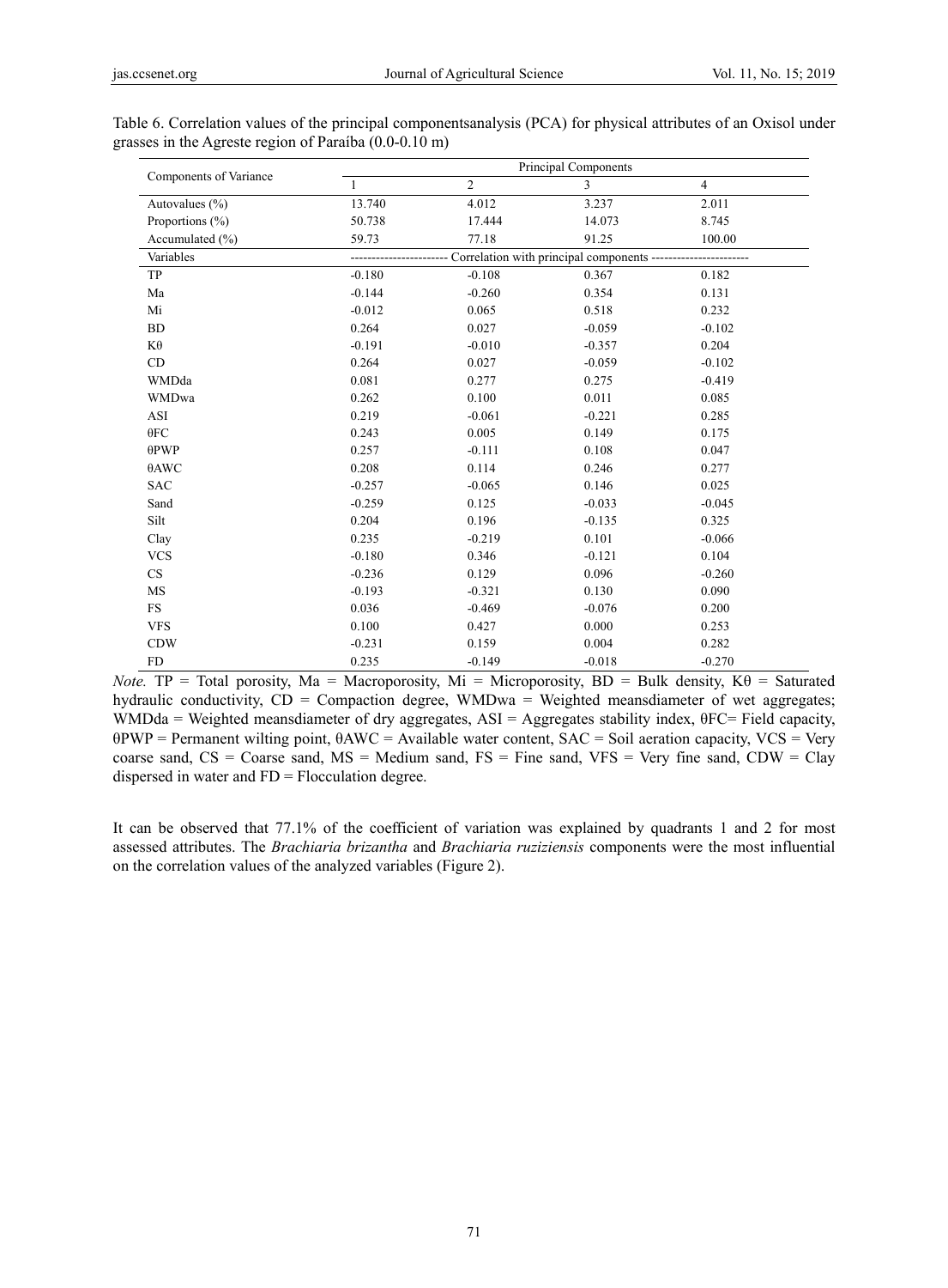Table 6. Correlation values of the principal componentsanalysis (PCA) for physical attributes of an Oxisol under grasses in the Agreste region of Paraíba (0.0-0.10 m)

| Components of Variance | Principal Components | | | |
|---|---|---|---|---|
| | 1 | 2 | 3 | 4 |
| Autovalues (%) | 13.740 | 4.012 | 3.237 | 2.011 |
| Proportions (%) | 50.738 | 17.444 | 14.073 | 8.745 |
| Accumulated (%) | 59.73 | 77.18 | 91.25 | 100.00 |
| Variables | ---------------------- Correlation with principal components ---------------------- | | | |
| TP | -0.180 | -0.108 | 0.367 | 0.182 |
| Ma | -0.144 | -0.260 | 0.354 | 0.131 |
| Mi | -0.012 | 0.065 | 0.518 | 0.232 |
| BD | 0.264 | 0.027 | -0.059 | -0.102 |
| Kθ | -0.191 | -0.010 | -0.357 | 0.204 |
| CD | 0.264 | 0.027 | -0.059 | -0.102 |
| WMDda | 0.081 | 0.277 | 0.275 | -0.419 |
| WMDwa | 0.262 | 0.100 | 0.011 | 0.085 |
| ASI | 0.219 | -0.061 | -0.221 | 0.285 |
| θFC | 0.243 | 0.005 | 0.149 | 0.175 |
| θPWP | 0.257 | -0.111 | 0.108 | 0.047 |
| θAWC | 0.208 | 0.114 | 0.246 | 0.277 |
| SAC | -0.257 | -0.065 | 0.146 | 0.025 |
| Sand | -0.259 | 0.125 | -0.033 | -0.045 |
| Silt | 0.204 | 0.196 | -0.135 | 0.325 |
| Clay | 0.235 | -0.219 | 0.101 | -0.066 |
| VCS | -0.180 | 0.346 | -0.121 | 0.104 |
| CS | -0.236 | 0.129 | 0.096 | -0.260 |
| MS | -0.193 | -0.321 | 0.130 | 0.090 |
| FS | 0.036 | -0.469 | -0.076 | 0.200 |
| VFS | 0.100 | 0.427 | 0.000 | 0.253 |
| CDW | -0.231 | 0.159 | 0.004 | 0.282 |
| FD | 0.235 | -0.149 | -0.018 | -0.270 |

*Note.* TP = Total porosity, Ma = Macroporosity, Mi = Microporosity, BD = Bulk density, Kθ = Saturated hydraulic conductivity, CD = Compaction degree, WMDwa = Weighted meansdiameter of wet aggregates; WMDda = Weighted meansdiameter of dry aggregates, ASI = Aggregates stability index, θFC= Field capacity, θPWP = Permanent wilting point, θAWC = Available water content, SAC = Soil aeration capacity, VCS = Very coarse sand, CS = Coarse sand, MS = Medium sand, FS = Fine sand, VFS = Very fine sand, CDW = Clay dispersed in water and FD = Flocculation degree.

It can be observed that 77.1% of the coefficient of variation was explained by quadrants 1 and 2 for most assessed attributes. The *Brachiaria brizantha* and *Brachiaria ruziziensis* components were the most influential on the correlation values of the analyzed variables (Figure 2).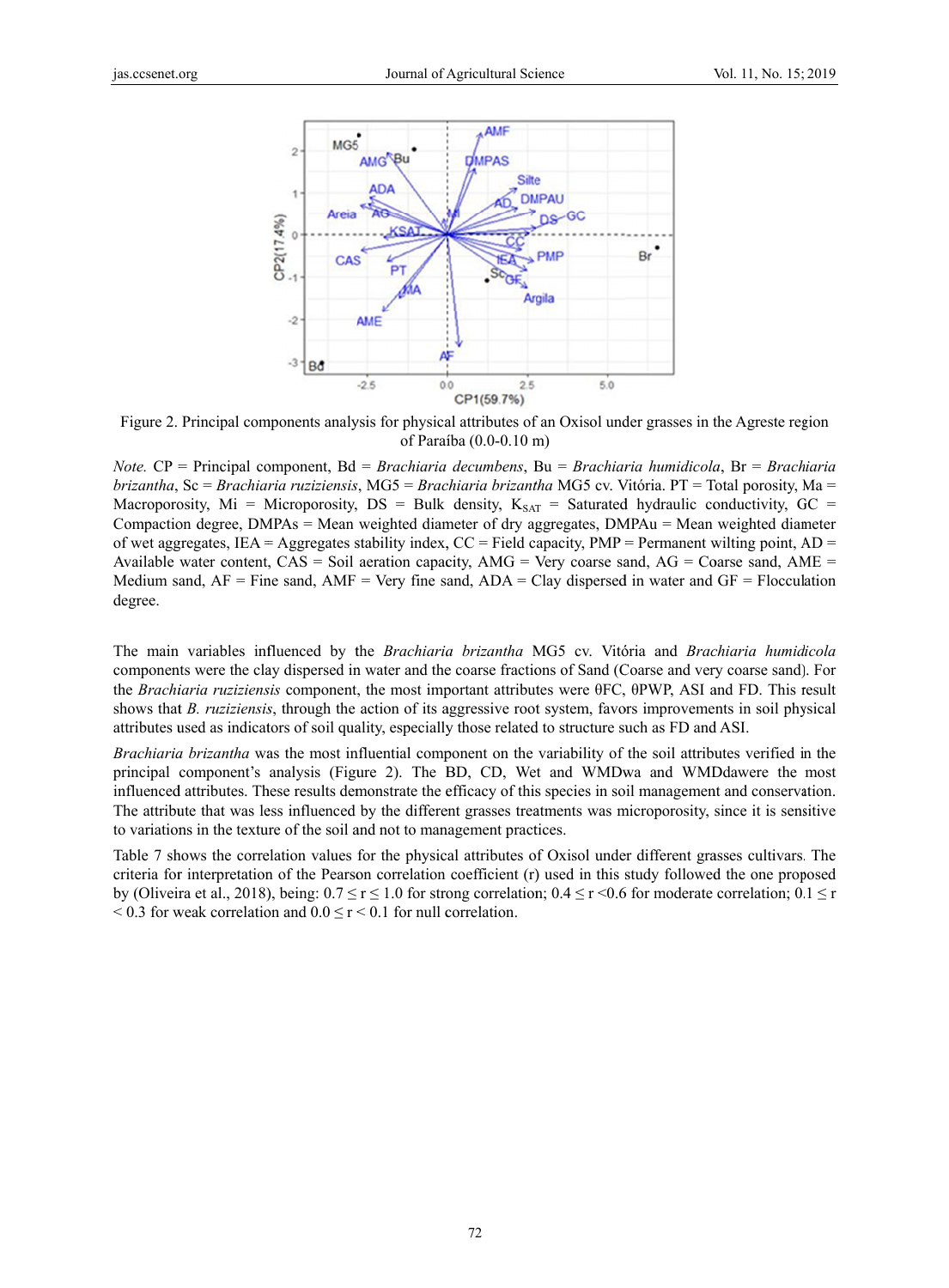Figure 2. Principal components analysis for physical attributes of an Oxisol under grasses in the Agreste region of Paraíba (0.0-0.10 m)

*Note.* CP = Principal component, Bd = *Brachiaria decumbens*, Bu = *Brachiaria humidicola*, Br = *Brachiaria brizantha*, Sc = *Brachiaria ruziziensis*, MG5 = *Brachiaria brizantha* MG5 cv. Vitória. PT = Total porosity, Ma = Macroporosity, Mi = Microporosity, DS = Bulk density, $K_{SAT}$ = Saturated hydraulic conductivity, GC = Compaction degree, DMPAs = Mean weighted diameter of dry aggregates, DMPAu = Mean weighted diameter of wet aggregates, IEA = Aggregates stability index, CC = Field capacity, PMP = Permanent wilting point, AD = Available water content, CAS = Soil aeration capacity, AMG = Very coarse sand, AG = Coarse sand, AME = Medium sand, AF = Fine sand, AMF = Very fine sand, ADA = Clay dispersed in water and GF = Flocculation degree.

The main variables influenced by the *Brachiaria brizantha* MG5 cv. Vitória and *Brachiaria humidicola* components were the clay dispersed in water and the coarse fractions of Sand (Coarse and very coarse sand). For the *Brachiaria ruziziensis* component, the most important attributes were θFC, θPWP, ASI and FD. This result shows that *B. ruziziensis*, through the action of its aggressive root system, favors improvements in soil physical attributes used as indicators of soil quality, especially those related to structure such as FD and ASI.

*Brachiaria brizantha* was the most influential component on the variability of the soil attributes verified in the principal component's analysis (Figure 2). The BD, CD, Wet and WMDwa and WMDdawere the most influenced attributes. These results demonstrate the efficacy of this species in soil management and conservation. The attribute that was less influenced by the different grasses treatments was microporosity, since it is sensitive to variations in the texture of the soil and not to management practices.

Table 7 shows the correlation values for the physical attributes of Oxisol under different grasses cultivars. The criteria for interpretation of the Pearson correlation coefficient (r) used in this study followed the one proposed by (Oliveira et al., 2018), being: $0.7 \leq r \leq 1.0$ for strong correlation; $0.4 \leq r < 0.6$ for moderate correlation; $0.1 \leq r < 0.3$ for weak correlation and $0.0 \leq r < 0.1$ for null correlation.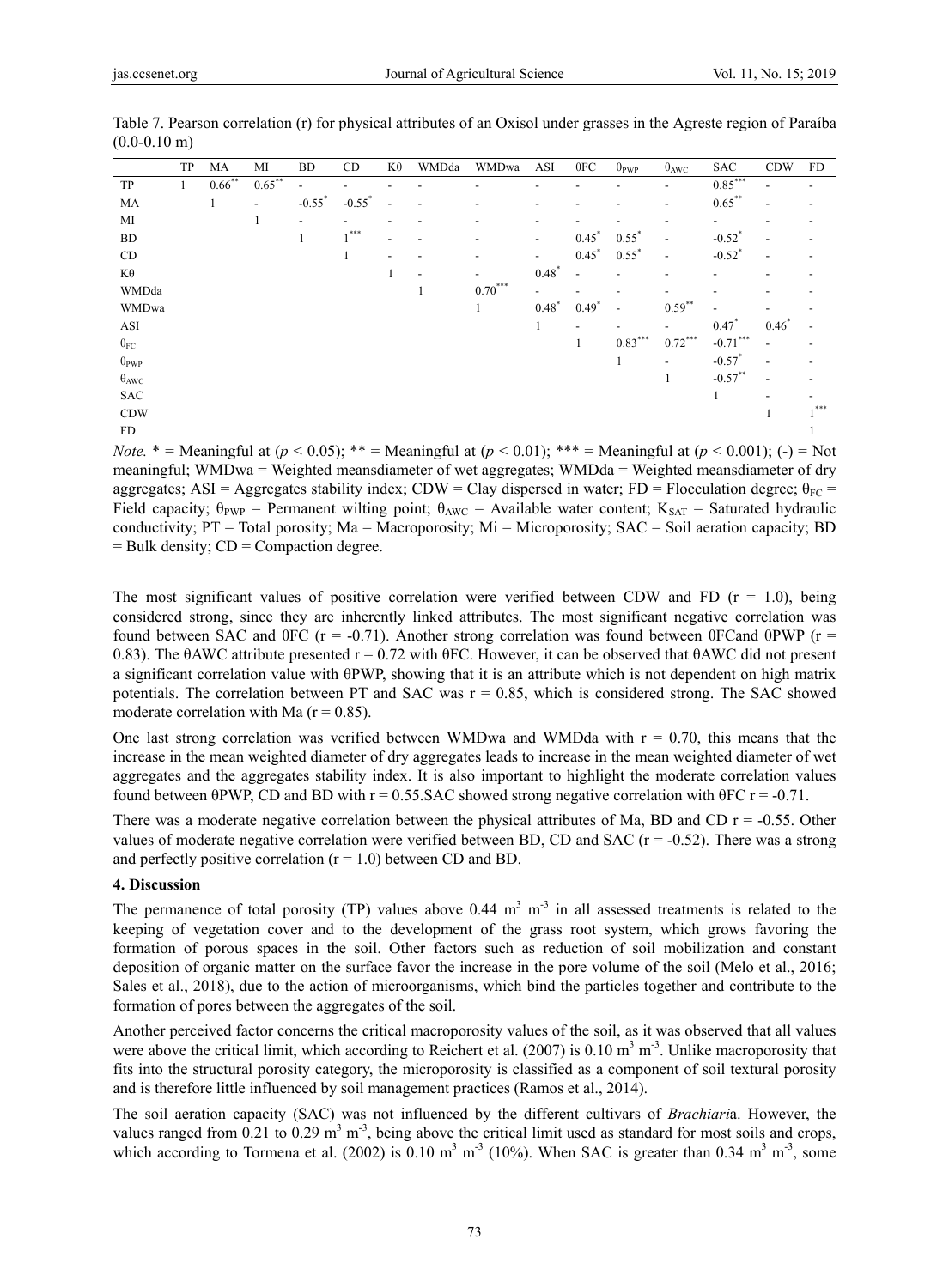Table 7. Pearson correlation (r) for physical attributes of an Oxisol under grasses in the Agreste region of Paraíba (0.0-0.10 m)

| | TP | MA | MI | BD | CD | Kθ | WMDda | WMDwa | ASI | θFC | $\theta_{PWP}$ | $\theta_{AWC}$ | SAC | CDW | FD |
|---|---|---|---|---|---|---|---|---|---|---|---|---|---|---|---|
| TP | 1 | $0.66^{**}$ | $0.65^{**}$ | - | - | - | - | - | - | - | - | - | $0.85^{***}$ | - | - |
| MA | | 1 | - | $-0.55^{*}$ | $-0.55^{*}$ | - | - | - | - | - | - | - | $0.65^{**}$ | - | - |
| MI | | | 1 | - | - | - | - | - | - | - | - | - | - | - | - |
| BD | | | | 1 | $1^{***}$ | - | - | - | - | $0.45^{*}$ | $0.55^{*}$ | - | $-0.52^{*}$ | - | - |
| CD | | | | | 1 | - | - | - | - | $0.45^{*}$ | $0.55^{*}$ | - | $-0.52^{*}$ | - | - |
| Kθ | | | | | | 1 | - | - | $0.48^{*}$ | - | - | - | - | - | - |
| WMDda | | | | | | | 1 | $0.70^{***}$ | - | - | - | - | - | - | - |
| WMDwa | | | | | | | | 1 | $0.48^{*}$ | $0.49^{*}$ | - | $0.59^{**}$ | - | - | - |
| ASI | | | | | | | | | 1 | - | - | - | $0.47^{*}$ | $0.46^{*}$ | - |
| $\theta_{FC}$ | | | | | | | | | | 1 | $0.83^{***}$ | $0.72^{***}$ | $-0.71^{***}$ | - | - |
| $\theta_{PWP}$ | | | | | | | | | | | 1 | - | $-0.57^{*}$ | - | - |
| $\theta_{AWC}$ | | | | | | | | | | | | 1 | $-0.57^{**}$ | - | - |
| SAC | | | | | | | | | | | | | 1 | - | - |
| CDW | | | | | | | | | | | | | | 1 | $1^{***}$ |
| FD | | | | | | | | | | | | | | | 1 |

*Note.* * = Meaningful at ($p < 0.05$); ** = Meaningful at ($p < 0.01$); *** = Meaningful at ($p < 0.001$); (-) = Not meaningful; WMDwa = Weighted meansdiameter of wet aggregates; WMDda = Weighted meansdiameter of dry aggregates; ASI = Aggregates stability index; CDW = Clay dispersed in water; FD = Flocculation degree; $\theta_{FC}$ = Field capacity; $\theta_{PWP}$ = Permanent wilting point; $\theta_{AWC}$ = Available water content; $K_{SAT}$ = Saturated hydraulic conductivity; PT = Total porosity; Ma = Macroporosity; Mi = Microporosity; SAC = Soil aeration capacity; BD = Bulk density; CD = Compaction degree.

The most significant values of positive correlation were verified between CDW and FD (r = 1.0), being considered strong, since they are inherently linked attributes. The most significant negative correlation was found between SAC and θFC (r = -0.71). Another strong correlation was found between θFCand θPWP (r = 0.83). The θAWC attribute presented r = 0.72 with θFC. However, it can be observed that θAWC did not present a significant correlation value with θPWP, showing that it is an attribute which is not dependent on high matrix potentials. The correlation between PT and SAC was r = 0.85, which is considered strong. The SAC showed moderate correlation with Ma (r = 0.85).

One last strong correlation was verified between WMDwa and WMDda with r = 0.70, this means that the increase in the mean weighted diameter of dry aggregates leads to increase in the mean weighted diameter of wet aggregates and the aggregates stability index. It is also important to highlight the moderate correlation values found between θPWP, CD and BD with r = 0.55.SAC showed strong negative correlation with θFC r = -0.71.

There was a moderate negative correlation between the physical attributes of Ma, BD and CD r = -0.55. Other values of moderate negative correlation were verified between BD, CD and SAC (r = -0.52). There was a strong and perfectly positive correlation (r = 1.0) between CD and BD.

## 4. Discussion

The permanence of total porosity (TP) values above 0.44 $m^3$ $m^{-3}$ in all assessed treatments is related to the keeping of vegetation cover and to the development of the grass root system, which grows favoring the formation of porous spaces in the soil. Other factors such as reduction of soil mobilization and constant deposition of organic matter on the surface favor the increase in the pore volume of the soil (Melo et al., 2016; Sales et al., 2018), due to the action of microorganisms, which bind the particles together and contribute to the formation of pores between the aggregates of the soil.

Another perceived factor concerns the critical macroporosity values of the soil, as it was observed that all values were above the critical limit, which according to Reichert et al. (2007) is 0.10 $m^3$ $m^{-3}$. Unlike macroporosity that fits into the structural porosity category, the microporosity is classified as a component of soil textural porosity and is therefore little influenced by soil management practices (Ramos et al., 2014).

The soil aeration capacity (SAC) was not influenced by the different cultivars of *Brachiari*a. However, the values ranged from 0.21 to 0.29 $m^3$ $m^{-3}$, being above the critical limit used as standard for most soils and crops, which according to Tormena et al. (2002) is 0.10 $m^3$ $m^{-3}$ (10%). When SAC is greater than 0.34 $m^3$ $m^{-3}$, some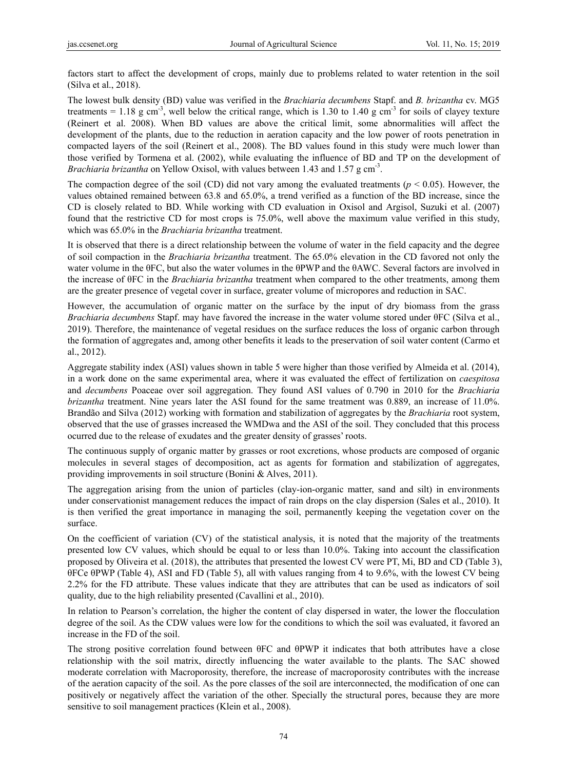factors start to affect the development of crops, mainly due to problems related to water retention in the soil (Silva et al., 2018).

The lowest bulk density (BD) value was verified in the *Brachiaria decumbens* Stapf. and *B. brizantha* cv. MG5 treatments = 1.18 g $cm^{-3}$, well below the critical range, which is 1.30 to 1.40 g $cm^{-3}$ for soils of clayey texture (Reinert et al. 2008). When BD values are above the critical limit, some abnormalities will affect the development of the plants, due to the reduction in aeration capacity and the low power of roots penetration in compacted layers of the soil (Reinert et al., 2008). The BD values found in this study were much lower than those verified by Tormena et al. (2002), while evaluating the influence of BD and TP on the development of *Brachiaria brizantha* on Yellow Oxisol, with values between 1.43 and 1.57 g $cm^{-3}$.

The compaction degree of the soil (CD) did not vary among the evaluated treatments ($p < 0.05$). However, the values obtained remained between 63.8 and 65.0%, a trend verified as a function of the BD increase, since the CD is closely related to BD. While working with CD evaluation in Oxisol and Argisol, Suzuki et al. (2007) found that the restrictive CD for most crops is 75.0%, well above the maximum value verified in this study, which was 65.0% in the *Brachiaria brizantha* treatment.

It is observed that there is a direct relationship between the volume of water in the field capacity and the degree of soil compaction in the *Brachiaria brizantha* treatment. The 65.0% elevation in the CD favored not only the water volume in the θFC, but also the water volumes in the θPWP and the θAWC. Several factors are involved in the increase of θFC in the *Brachiaria brizantha* treatment when compared to the other treatments, among them are the greater presence of vegetal cover in surface, greater volume of micropores and reduction in SAC.

However, the accumulation of organic matter on the surface by the input of dry biomass from the grass *Brachiaria decumbens* Stapf. may have favored the increase in the water volume stored under θFC (Silva et al., 2019). Therefore, the maintenance of vegetal residues on the surface reduces the loss of organic carbon through the formation of aggregates and, among other benefits it leads to the preservation of soil water content (Carmo et al., 2012).

Aggregate stability index (ASI) values shown in table 5 were higher than those verified by Almeida et al. (2014), in a work done on the same experimental area, where it was evaluated the effect of fertilization on *caespitosa* and *decumbens* Poaceae over soil aggregation. They found ASI values of 0.790 in 2010 for the *Brachiaria brizantha* treatment. Nine years later the ASI found for the same treatment was 0.889, an increase of 11.0%. Brandão and Silva (2012) working with formation and stabilization of aggregates by the *Brachiaria* root system, observed that the use of grasses increased the WMDwa and the ASI of the soil. They concluded that this process ocurred due to the release of exudates and the greater density of grasses' roots.

The continuous supply of organic matter by grasses or root excretions, whose products are composed of organic molecules in several stages of decomposition, act as agents for formation and stabilization of aggregates, providing improvements in soil structure (Bonini & Alves, 2011).

The aggregation arising from the union of particles (clay-ion-organic matter, sand and silt) in environments under conservationist management reduces the impact of rain drops on the clay dispersion (Sales et al., 2010). It is then verified the great importance in managing the soil, permanently keeping the vegetation cover on the surface.

On the coefficient of variation (CV) of the statistical analysis, it is noted that the majority of the treatments presented low CV values, which should be equal to or less than 10.0%. Taking into account the classification proposed by Oliveira et al. (2018), the attributes that presented the lowest CV were PT, Mi, BD and CD (Table 3), θFCe θPWP (Table 4), ASI and FD (Table 5), all with values ranging from 4 to 9.6%, with the lowest CV being 2.2% for the FD attribute. These values indicate that they are attributes that can be used as indicators of soil quality, due to the high reliability presented (Cavallini et al., 2010).

In relation to Pearson's correlation, the higher the content of clay dispersed in water, the lower the flocculation degree of the soil. As the CDW values were low for the conditions to which the soil was evaluated, it favored an increase in the FD of the soil.

The strong positive correlation found between θFC and θPWP it indicates that both attributes have a close relationship with the soil matrix, directly influencing the water available to the plants. The SAC showed moderate correlation with Macroporosity, therefore, the increase of macroporosity contributes with the increase of the aeration capacity of the soil. As the pore classes of the soil are interconnected, the modification of one can positively or negatively affect the variation of the other. Specially the structural pores, because they are more sensitive to soil management practices (Klein et al., 2008).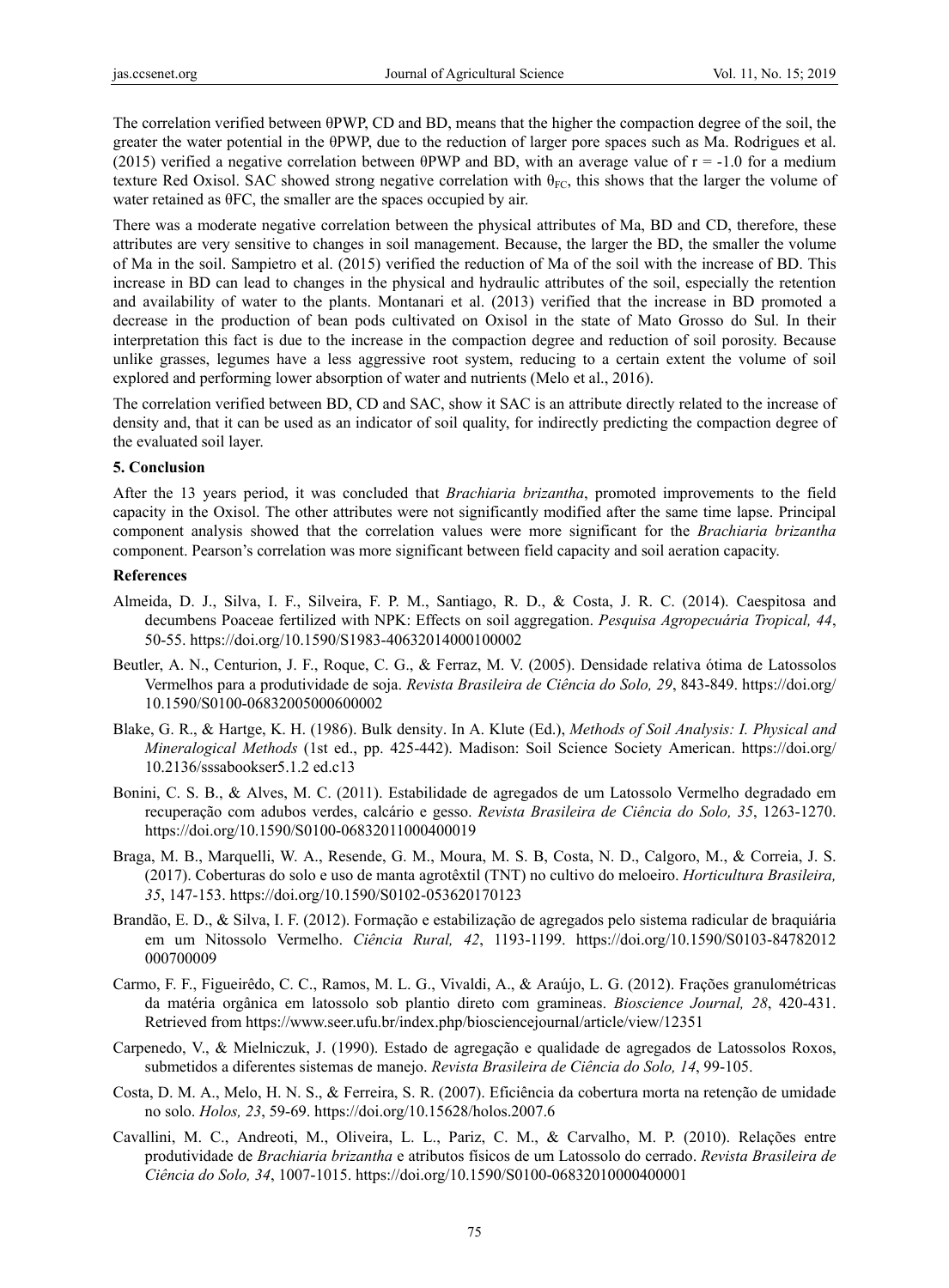The correlation verified between θPWP, CD and BD, means that the higher the compaction degree of the soil, the greater the water potential in the θPWP, due to the reduction of larger pore spaces such as Ma. Rodrigues et al. (2015) verified a negative correlation between θPWP and BD, with an average value of $r = -1.0$ for a medium texture Red Oxisol. SAC showed strong negative correlation with $\theta_{FC}$, this shows that the larger the volume of water retained as θFC, the smaller are the spaces occupied by air.

There was a moderate negative correlation between the physical attributes of Ma, BD and CD, therefore, these attributes are very sensitive to changes in soil management. Because, the larger the BD, the smaller the volume of Ma in the soil. Sampietro et al. (2015) verified the reduction of Ma of the soil with the increase of BD. This increase in BD can lead to changes in the physical and hydraulic attributes of the soil, especially the retention and availability of water to the plants. Montanari et al. (2013) verified that the increase in BD promoted a decrease in the production of bean pods cultivated on Oxisol in the state of Mato Grosso do Sul. In their interpretation this fact is due to the increase in the compaction degree and reduction of soil porosity. Because unlike grasses, legumes have a less aggressive root system, reducing to a certain extent the volume of soil explored and performing lower absorption of water and nutrients (Melo et al., 2016).

The correlation verified between BD, CD and SAC, show it SAC is an attribute directly related to the increase of density and, that it can be used as an indicator of soil quality, for indirectly predicting the compaction degree of the evaluated soil layer.

## 5. Conclusion

After the 13 years period, it was concluded that *Brachiaria brizantha*, promoted improvements to the field capacity in the Oxisol. The other attributes were not significantly modified after the same time lapse. Principal component analysis showed that the correlation values were more significant for the *Brachiaria brizantha* component. Pearson's correlation was more significant between field capacity and soil aeration capacity.

## References

Almeida, D. J., Silva, I. F., Silveira, F. P. M., Santiago, R. D., & Costa, J. R. C. (2014). Caespitosa and decumbens Poaceae fertilized with NPK: Effects on soil aggregation. *Pesquisa Agropecuária Tropical, 44*, 50-55. https://doi.org/10.1590/S1983-40632014000100002

Beutler, A. N., Centurion, J. F., Roque, C. G., & Ferraz, M. V. (2005). Densidade relativa ótima de Latossolos Vermelhos para a produtividade de soja. *Revista Brasileira de Ciência do Solo, 29*, 843-849. https://doi.org/10.1590/S0100-06832005000600002

Blake, G. R., & Hartge, K. H. (1986). Bulk density. In A. Klute (Ed.), *Methods of Soil Analysis: I. Physical and Mineralogical Methods* (1st ed., pp. 425-442). Madison: Soil Science Society American. https://doi.org/10.2136/sssabookser5.1.2 ed.c13

Bonini, C. S. B., & Alves, M. C. (2011). Estabilidade de agregados de um Latossolo Vermelho degradado em recuperação com adubos verdes, calcário e gesso. *Revista Brasileira de Ciência do Solo, 35*, 1263-1270. https://doi.org/10.1590/S0100-06832011000400019

Braga, M. B., Marquelli, W. A., Resende, G. M., Moura, M. S. B, Costa, N. D., Calgoro, M., & Correia, J. S. (2017). Coberturas do solo e uso de manta agrotêxtil (TNT) no cultivo do meloeiro. *Horticultura Brasileira, 35*, 147-153. https://doi.org/10.1590/S0102-053620170123

Brandão, E. D., & Silva, I. F. (2012). Formação e estabilização de agregados pelo sistema radicular de braquiária em um Nitossolo Vermelho. *Ciência Rural, 42*, 1193-1199. https://doi.org/10.1590/S0103-84782012000700009

Carmo, F. F., Figueirêdo, C. C., Ramos, M. L. G., Vivaldi, A., & Araújo, L. G. (2012). Frações granulométricas da matéria orgânica em latossolo sob plantio direto com gramineas. *Bioscience Journal, 28*, 420-431. Retrieved from https://www.seer.ufu.br/index.php/biosciencejournal/article/view/12351

Carpenedo, V., & Mielniczuk, J. (1990). Estado de agregação e qualidade de agregados de Latossolos Roxos, submetidos a diferentes sistemas de manejo. *Revista Brasileira de Ciência do Solo, 14*, 99-105.

Costa, D. M. A., Melo, H. N. S., & Ferreira, S. R. (2007). Eficiência da cobertura morta na retenção de umidade no solo. *Holos, 23*, 59-69. https://doi.org/10.15628/holos.2007.6

Cavallini, M. C., Andreoti, M., Oliveira, L. L., Pariz, C. M., & Carvalho, M. P. (2010). Relações entre produtividade de *Brachiaria brizantha* e atributos físicos de um Latossolo do cerrado. *Revista Brasileira de Ciência do Solo, 34*, 1007-1015. https://doi.org/10.1590/S0100-06832010000400001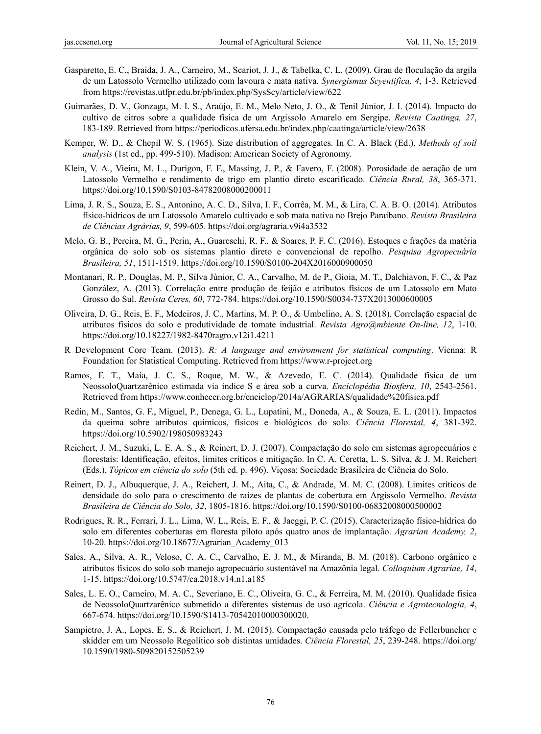Gasparetto, E. C., Braida, J. A., Carneiro, M., Scariot, J. J., & Tabelka, C. L. (2009). Grau de floculação da argila de um Latossolo Vermelho utilizado com lavoura e mata nativa. *Synergismus Scyentifica, 4*, 1-3. Retrieved from https://revistas.utfpr.edu.br/pb/index.php/SysScy/article/view/622

Guimarães, D. V., Gonzaga, M. I. S., Araújo, E. M., Melo Neto, J. O., & Tenil Júnior, J. I. (2014). Impacto do cultivo de citros sobre a qualidade física de um Argissolo Amarelo em Sergipe. *Revista Caatinga, 27*, 183-189. Retrieved from https://periodicos.ufersa.edu.br/index.php/caatinga/article/view/2638

Kemper, W. D., & Chepil W. S. (1965). Size distribution of aggregates. In C. A. Black (Ed.), *Methods of soil analysis* (1st ed., pp. 499-510). Madison: American Society of Agronomy.

Klein, V. A., Vieira, M. L., Durigon, F. F., Massing, J. P., & Favero, F. (2008). Porosidade de aeração de um Latossolo Vermelho e rendimento de trigo em plantio direto escarificado. *Ciência Rural, 38*, 365-371. https://doi.org/10.1590/S0103-84782008000200011

Lima, J. R. S., Souza, E. S., Antonino, A. C. D., Silva, I. F., Corrêa, M. M., & Lira, C. A. B. O. (2014). Atributos físico-hídricos de um Latossolo Amarelo cultivado e sob mata nativa no Brejo Paraibano. *Revista Brasileira de Ciências Agrárias, 9*, 599-605. https://doi.org/agraria.v9i4a3532

Melo, G. B., Pereira, M. G., Perin, A., Guareschi, R. F., & Soares, P. F. C. (2016). Estoques e frações da matéria orgânica do solo sob os sistemas plantio direto e convencional de repolho. *Pesquisa Agropecuária Brasileira, 51*, 1511-1519. https://doi.org/10.1590/S0100-204X2016000900050

Montanari, R. P., Douglas, M. P., Silva Júnior, C. A., Carvalho, M. de P., Gioia, M. T., Dalchiavon, F. C., & Paz González, A. (2013). Correlação entre produção de feijão e atributos físicos de um Latossolo em Mato Grosso do Sul. *Revista Ceres, 60*, 772-784. https://doi.org/10.1590/S0034-737X2013000600005

Oliveira, D. G., Reis, E. F., Medeiros, J. C., Martins, M. P. O., & Umbelino, A. S. (2018). Correlação espacial de atributos físicos do solo e produtividade de tomate industrial. *Revista Agro@mbiente On-line, 12*, 1-10. https://doi.org/10.18227/1982-8470ragro.v12i1.4211

R Development Core Team. (2013). *R: A language and environment for statistical computing*. Vienna: R Foundation for Statistical Computing. Retrieved from https://www.r-project.org

Ramos, F. T., Maia, J. C. S., Roque, M. W., & Azevedo, E. C. (2014). Qualidade física de um NeossoloQuartzarênico estimada via índice S e área sob a curva. *Enciclopédia Biosfera, 10*, 2543-2561. Retrieved from https://www.conhecer.org.br/enciclop/2014a/AGRARIAS/qualidade%20fisica.pdf

Redin, M., Santos, G. F., Miguel, P., Denega, G. L., Lupatini, M., Doneda, A., & Souza, E. L. (2011). Impactos da queima sobre atributos químicos, físicos e biológicos do solo. *Ciência Florestal, 4*, 381-392. https://doi.org/10.5902/198050983243

Reichert, J. M., Suzuki, L. E. A. S., & Reinert, D. J. (2007). Compactação do solo em sistemas agropecuários e florestais: Identificação, efeitos, limites críticos e mitigação. In C. A. Ceretta, L. S. Silva, & J. M. Reichert (Eds.), *Tópicos em ciência do solo* (5th ed. p. 496). Viçosa: Sociedade Brasileira de Ciência do Solo.

Reinert, D. J., Albuquerque, J. A., Reichert, J. M., Aita, C., & Andrade, M. M. C. (2008). Limites críticos de densidade do solo para o crescimento de raízes de plantas de cobertura em Argissolo Vermelho. *Revista Brasileira de Ciência do Solo, 32*, 1805-1816. https://doi.org/10.1590/S0100-06832008000500002

Rodrigues, R. R., Ferrari, J. L., Lima, W. L., Reis, E. F., & Jaeggi, P. C. (2015). Caracterização físico-hídrica do solo em diferentes coberturas em floresta piloto após quatro anos de implantação. *Agrarian Academy, 2*, 10-20. https://doi.org/10.18677/Agrarian_Academy_013

Sales, A., Silva, A. R., Veloso, C. A. C., Carvalho, E. J. M., & Miranda, B. M. (2018). Carbono orgânico e atributos físicos do solo sob manejo agropecuário sustentável na Amazônia legal. *Colloquium Agrariae, 14*, 1-15. https://doi.org/10.5747/ca.2018.v14.n1.a185

Sales, L. E. O., Carneiro, M. A. C., Severiano, E. C., Oliveira, G. C., & Ferreira, M. M. (2010). Qualidade física de NeossoloQuartzarênico submetido a diferentes sistemas de uso agrícola. *Ciência e Agrotecnologia, 4*, 667-674. https://doi.org/10.1590/S1413-70542010000300020.

Sampietro, J. A., Lopes, E. S., & Reichert, J. M. (2015). Compactação causada pelo tráfego de Fellerbuncher e skidder em um Neossolo Regolítico sob distintas umidades. *Ciência Florestal, 25*, 239-248. https://doi.org/10.1590/1980-509820152505239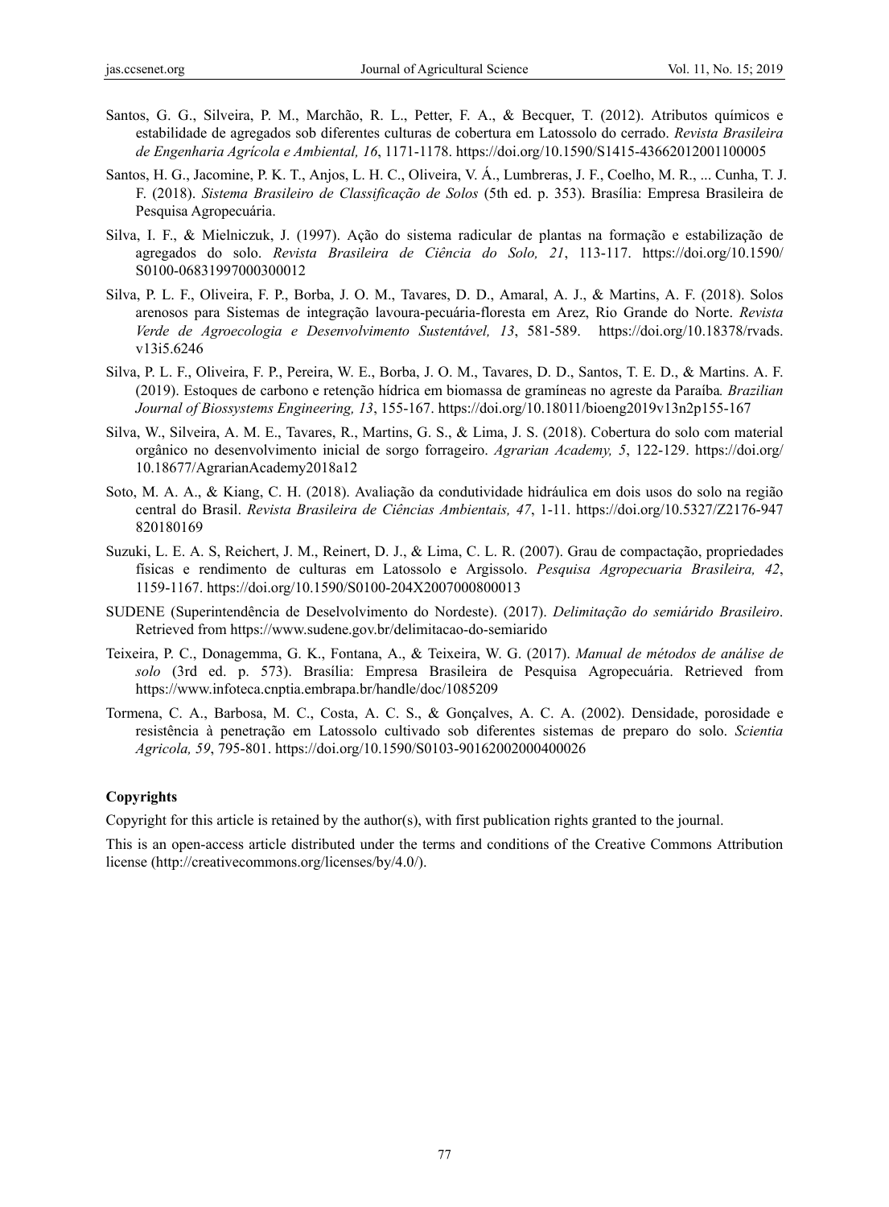Santos, G. G., Silveira, P. M., Marchão, R. L., Petter, F. A., & Becquer, T. (2012). Atributos químicos e estabilidade de agregados sob diferentes culturas de cobertura em Latossolo do cerrado. *Revista Brasileira de Engenharia Agrícola e Ambiental, 16*, 1171-1178. https://doi.org/10.1590/S1415-43662012001100005

Santos, H. G., Jacomine, P. K. T., Anjos, L. H. C., Oliveira, V. Á., Lumbreras, J. F., Coelho, M. R., ... Cunha, T. J. F. (2018). *Sistema Brasileiro de Classificação de Solos* (5th ed. p. 353). Brasília: Empresa Brasileira de Pesquisa Agropecuária.

Silva, I. F., & Mielniczuk, J. (1997). Ação do sistema radicular de plantas na formação e estabilização de agregados do solo. *Revista Brasileira de Ciência do Solo, 21*, 113-117. https://doi.org/10.1590/S0100-06831997000300012

Silva, P. L. F., Oliveira, F. P., Borba, J. O. M., Tavares, D. D., Amaral, A. J., & Martins, A. F. (2018). Solos arenosos para Sistemas de integração lavoura-pecuária-floresta em Arez, Rio Grande do Norte. *Revista Verde de Agroecologia e Desenvolvimento Sustentável, 13*, 581-589. https://doi.org/10.18378/rvads.v13i5.6246

Silva, P. L. F., Oliveira, F. P., Pereira, W. E., Borba, J. O. M., Tavares, D. D., Santos, T. E. D., & Martins. A. F. (2019). Estoques de carbono e retenção hídrica em biomassa de gramíneas no agreste da Paraíba. *Brazilian Journal of Biossystems Engineering, 13*, 155-167. https://doi.org/10.18011/bioeng2019v13n2p155-167

Silva, W., Silveira, A. M. E., Tavares, R., Martins, G. S., & Lima, J. S. (2018). Cobertura do solo com material orgânico no desenvolvimento inicial de sorgo forrageiro. *Agrarian Academy, 5*, 122-129. https://doi.org/10.18677/AgrarianAcademy2018a12

Soto, M. A. A., & Kiang, C. H. (2018). Avaliação da condutividade hidráulica em dois usos do solo na região central do Brasil. *Revista Brasileira de Ciências Ambientais, 47*, 1-11. https://doi.org/10.5327/Z2176-947820180169

Suzuki, L. E. A. S, Reichert, J. M., Reinert, D. J., & Lima, C. L. R. (2007). Grau de compactação, propriedades físicas e rendimento de culturas em Latossolo e Argissolo. *Pesquisa Agropecuaria Brasileira, 42*, 1159-1167. https://doi.org/10.1590/S0100-204X2007000800013

SUDENE (Superintendência de Deselvolvimento do Nordeste). (2017). *Delimitação do semiárido Brasileiro*. Retrieved from https://www.sudene.gov.br/delimitacao-do-semiarido

Teixeira, P. C., Donagemma, G. K., Fontana, A., & Teixeira, W. G. (2017). *Manual de métodos de análise de solo* (3rd ed. p. 573). Brasília: Empresa Brasileira de Pesquisa Agropecuária. Retrieved from https://www.infoteca.cnptia.embrapa.br/handle/doc/1085209

Tormena, C. A., Barbosa, M. C., Costa, A. C. S., & Gonçalves, A. C. A. (2002). Densidade, porosidade e resistência à penetração em Latossolo cultivado sob diferentes sistemas de preparo do solo. *Scientia Agricola, 59*, 795-801. https://doi.org/10.1590/S0103-90162002000400026

**Copyrights**

Copyright for this article is retained by the author(s), with first publication rights granted to the journal.

This is an open-access article distributed under the terms and conditions of the Creative Commons Attribution license (http://creativecommons.org/licenses/by/4.0/).